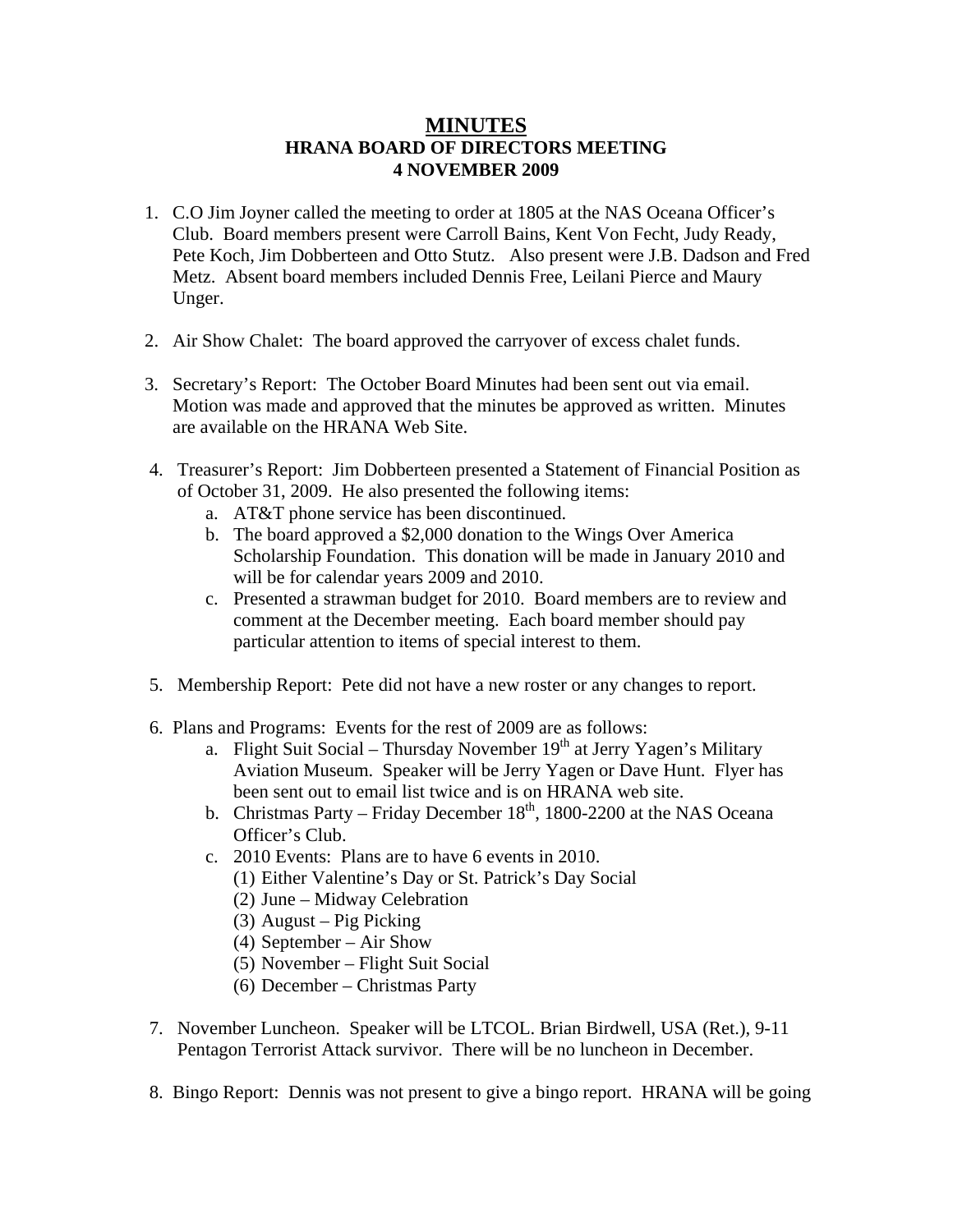# MINUTES
## HRANA BOARD OF DIRECTORS MEETING
## 4 NOVEMBER 2009

1. C.O Jim Joyner called the meeting to order at 1805 at the NAS Oceana Officer's Club. Board members present were Carroll Bains, Kent Von Fecht, Judy Ready, Pete Koch, Jim Dobberteen and Otto Stutz. Also present were J.B. Dadson and Fred Metz. Absent board members included Dennis Free, Leilani Pierce and Maury Unger.

2. Air Show Chalet: The board approved the carryover of excess chalet funds.

3. Secretary's Report: The October Board Minutes had been sent out via email. Motion was made and approved that the minutes be approved as written. Minutes are available on the HRANA Web Site.

4. Treasurer's Report: Jim Dobberteen presented a Statement of Financial Position as of October 31, 2009. He also presented the following items:
   a. AT&T phone service has been discontinued.
   b. The board approved a $2,000 donation to the Wings Over America Scholarship Foundation. This donation will be made in January 2010 and will be for calendar years 2009 and 2010.
   c. Presented a strawman budget for 2010. Board members are to review and comment at the December meeting. Each board member should pay particular attention to items of special interest to them.

5. Membership Report: Pete did not have a new roster or any changes to report.

6. Plans and Programs: Events for the rest of 2009 are as follows:
   a. Flight Suit Social – Thursday November 19th at Jerry Yagen's Military Aviation Museum. Speaker will be Jerry Yagen or Dave Hunt. Flyer has been sent out to email list twice and is on HRANA web site.
   b. Christmas Party – Friday December 18th, 1800-2200 at the NAS Oceana Officer's Club.
   c. 2010 Events: Plans are to have 6 events in 2010.
      (1) Either Valentine's Day or St. Patrick's Day Social
      (2) June – Midway Celebration
      (3) August – Pig Picking
      (4) September – Air Show
      (5) November – Flight Suit Social
      (6) December – Christmas Party

7. November Luncheon. Speaker will be LTCOL. Brian Birdwell, USA (Ret.), 9-11 Pentagon Terrorist Attack survivor. There will be no luncheon in December.

8. Bingo Report: Dennis was not present to give a bingo report. HRANA will be going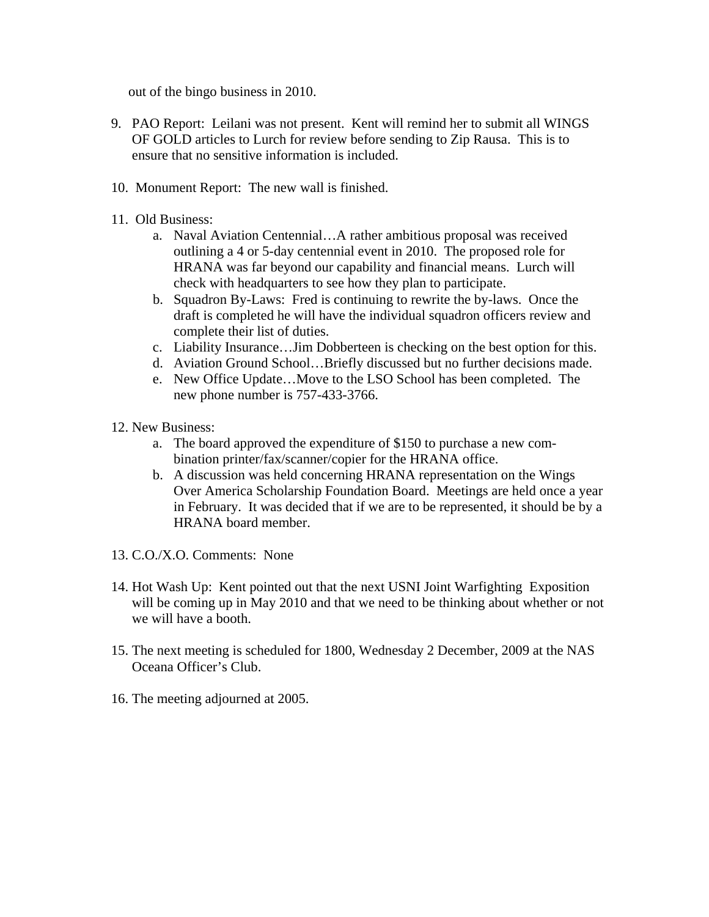out of the bingo business in 2010.

9. PAO Report: Leilani was not present. Kent will remind her to submit all WINGS OF GOLD articles to Lurch for review before sending to Zip Rausa. This is to ensure that no sensitive information is included.

10. Monument Report: The new wall is finished.

11. Old Business:
    a. Naval Aviation Centennial…A rather ambitious proposal was received outlining a 4 or 5-day centennial event in 2010. The proposed role for HRANA was far beyond our capability and financial means. Lurch will check with headquarters to see how they plan to participate.
    b. Squadron By-Laws: Fred is continuing to rewrite the by-laws. Once the draft is completed he will have the individual squadron officers review and complete their list of duties.
    c. Liability Insurance…Jim Dobberteen is checking on the best option for this.
    d. Aviation Ground School…Briefly discussed but no further decisions made.
    e. New Office Update…Move to the LSO School has been completed. The new phone number is 757-433-3766.

12. New Business:
    a. The board approved the expenditure of $150 to purchase a new combination printer/fax/scanner/copier for the HRANA office.
    b. A discussion was held concerning HRANA representation on the Wings Over America Scholarship Foundation Board. Meetings are held once a year in February. It was decided that if we are to be represented, it should be by a HRANA board member.

13. C.O./X.O. Comments: None

14. Hot Wash Up: Kent pointed out that the next USNI Joint Warfighting Exposition will be coming up in May 2010 and that we need to be thinking about whether or not we will have a booth.

15. The next meeting is scheduled for 1800, Wednesday 2 December, 2009 at the NAS Oceana Officer's Club.

16. The meeting adjourned at 2005.